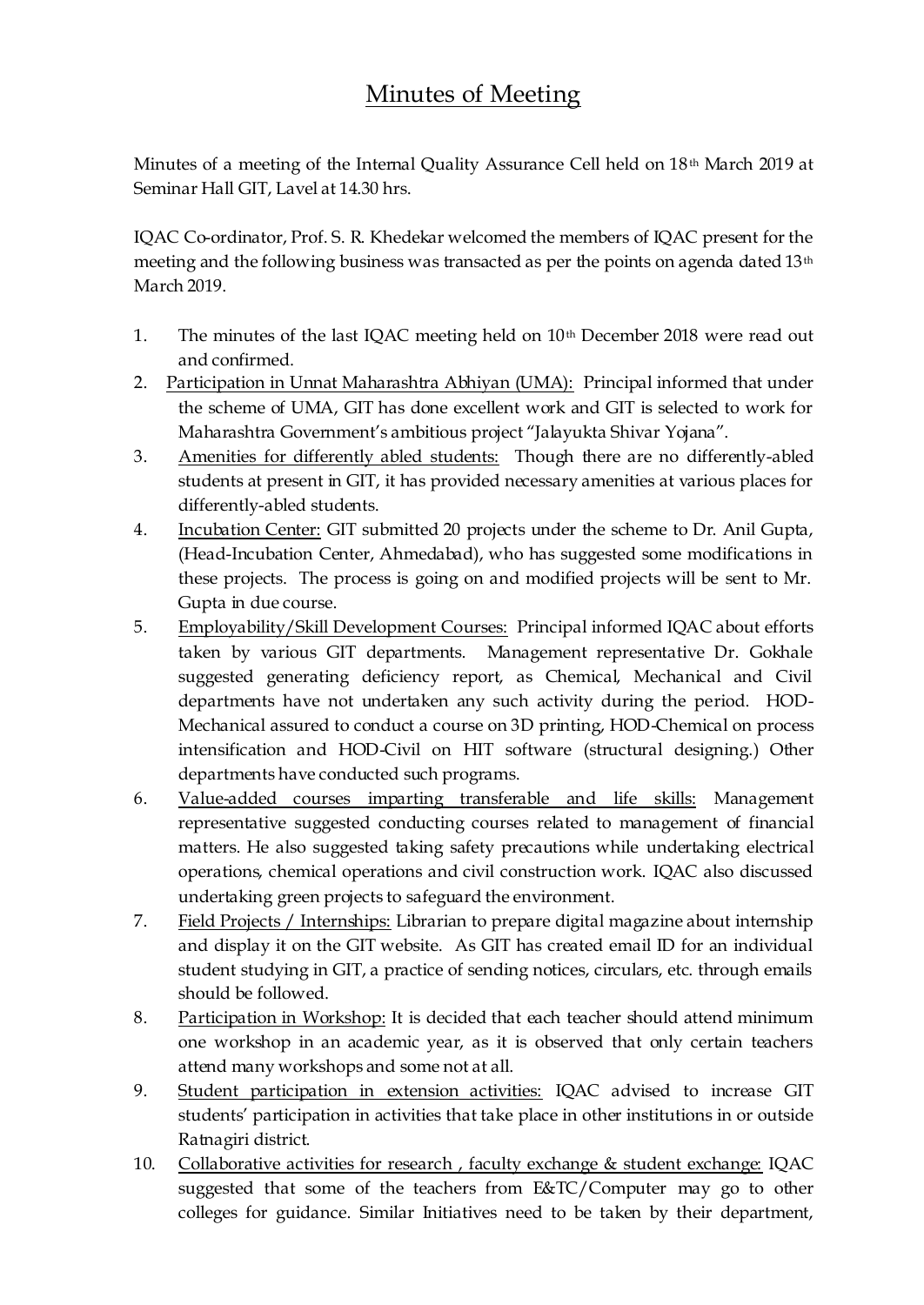# Minutes of Meeting

Minutes of a meeting of the Internal Quality Assurance Cell held on 18th March 2019 at Seminar Hall GIT, Lavel at 14.30 hrs.

IQAC Co-ordinator, Prof. S. R. Khedekar welcomed the members of IQAC present for the meeting and the following business was transacted as per the points on agenda dated 13th March 2019.

1. The minutes of the last IQAC meeting held on 10th December 2018 were read out and confirmed.
2. Participation in Unnat Maharashtra Abhiyan (UMA): Principal informed that under the scheme of UMA, GIT has done excellent work and GIT is selected to work for Maharashtra Government's ambitious project "Jalayukta Shivar Yojana".
3. Amenities for differently abled students: Though there are no differently-abled students at present in GIT, it has provided necessary amenities at various places for differently-abled students.
4. Incubation Center: GIT submitted 20 projects under the scheme to Dr. Anil Gupta, (Head-Incubation Center, Ahmedabad), who has suggested some modifications in these projects. The process is going on and modified projects will be sent to Mr. Gupta in due course.
5. Employability/Skill Development Courses: Principal informed IQAC about efforts taken by various GIT departments. Management representative Dr. Gokhale suggested generating deficiency report, as Chemical, Mechanical and Civil departments have not undertaken any such activity during the period. HOD-Mechanical assured to conduct a course on 3D printing, HOD-Chemical on process intensification and HOD-Civil on HIT software (structural designing.) Other departments have conducted such programs.
6. Value-added courses imparting transferable and life skills: Management representative suggested conducting courses related to management of financial matters. He also suggested taking safety precautions while undertaking electrical operations, chemical operations and civil construction work. IQAC also discussed undertaking green projects to safeguard the environment.
7. Field Projects / Internships: Librarian to prepare digital magazine about internship and display it on the GIT website. As GIT has created email ID for an individual student studying in GIT, a practice of sending notices, circulars, etc. through emails should be followed.
8. Participation in Workshop: It is decided that each teacher should attend minimum one workshop in an academic year, as it is observed that only certain teachers attend many workshops and some not at all.
9. Student participation in extension activities: IQAC advised to increase GIT students' participation in activities that take place in other institutions in or outside Ratnagiri district.
10. Collaborative activities for research , faculty exchange & student exchange: IQAC suggested that some of the teachers from E&TC/Computer may go to other colleges for guidance. Similar Initiatives need to be taken by their department,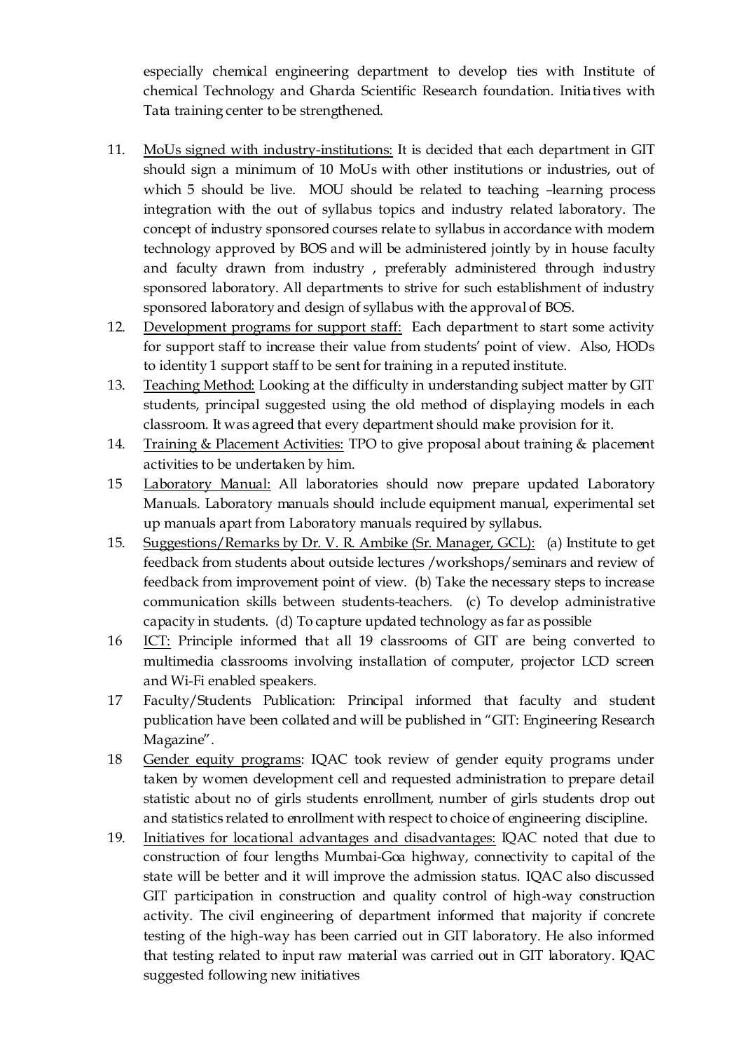especially chemical engineering department to develop ties with Institute of chemical Technology and Gharda Scientific Research foundation. Initiatives with Tata training center to be strengthened.

11. <u>MoUs signed with industry-institutions:</u> It is decided that each department in GIT should sign a minimum of 10 MoUs with other institutions or industries, out of which 5 should be live. MOU should be related to teaching –learning process integration with the out of syllabus topics and industry related laboratory. The concept of industry sponsored courses relate to syllabus in accordance with modern technology approved by BOS and will be administered jointly by in house faculty and faculty drawn from industry , preferably administered through industry sponsored laboratory. All departments to strive for such establishment of industry sponsored laboratory and design of syllabus with the approval of BOS.

12. <u>Development programs for support staff:</u> Each department to start some activity for support staff to increase their value from students' point of view. Also, HODs to identity 1 support staff to be sent for training in a reputed institute.

13. <u>Teaching Method:</u> Looking at the difficulty in understanding subject matter by GIT students, principal suggested using the old method of displaying models in each classroom. It was agreed that every department should make provision for it.

14. <u>Training & Placement Activities:</u> TPO to give proposal about training & placement activities to be undertaken by him.

15 <u>Laboratory Manual:</u> All laboratories should now prepare updated Laboratory Manuals. Laboratory manuals should include equipment manual, experimental set up manuals apart from Laboratory manuals required by syllabus.

15. <u>Suggestions/Remarks by Dr. V. R. Ambike (Sr. Manager, GCL):</u> (a) Institute to get feedback from students about outside lectures /workshops/seminars and review of feedback from improvement point of view. (b) Take the necessary steps to increase communication skills between students-teachers. (c) To develop administrative capacity in students. (d) To capture updated technology as far as possible

16 <u>ICT:</u> Principle informed that all 19 classrooms of GIT are being converted to multimedia classrooms involving installation of computer, projector LCD screen and Wi-Fi enabled speakers.

17 Faculty/Students Publication: Principal informed that faculty and student publication have been collated and will be published in "GIT: Engineering Research Magazine".

18 <u>Gender equity programs</u>: IQAC took review of gender equity programs under taken by women development cell and requested administration to prepare detail statistic about no of girls students enrollment, number of girls students drop out and statistics related to enrollment with respect to choice of engineering discipline.

19. <u>Initiatives for locational advantages and disadvantages:</u> IQAC noted that due to construction of four lengths Mumbai-Goa highway, connectivity to capital of the state will be better and it will improve the admission status. IQAC also discussed GIT participation in construction and quality control of high-way construction activity. The civil engineering of department informed that majority if concrete testing of the high-way has been carried out in GIT laboratory. He also informed that testing related to input raw material was carried out in GIT laboratory. IQAC suggested following new initiatives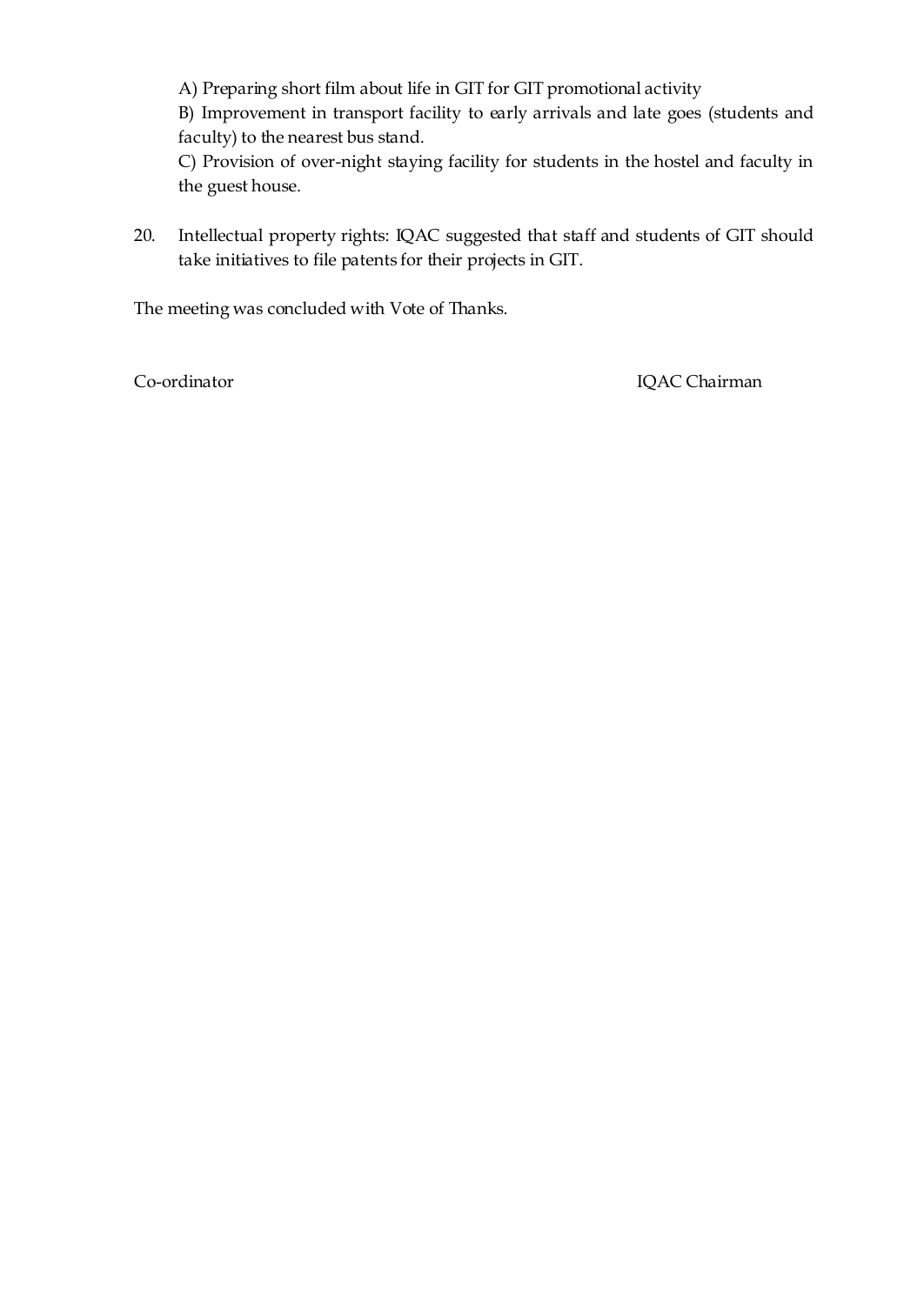A) Preparing short film about life in GIT for GIT promotional activity

B) Improvement in transport facility to early arrivals and late goes (students and faculty) to the nearest bus stand.

C) Provision of over-night staying facility for students in the hostel and faculty in the guest house.

20. Intellectual property rights: IQAC suggested that staff and students of GIT should take initiatives to file patents for their projects in GIT.

The meeting was concluded with Vote of Thanks.

Co-ordinator IQAC Chairman